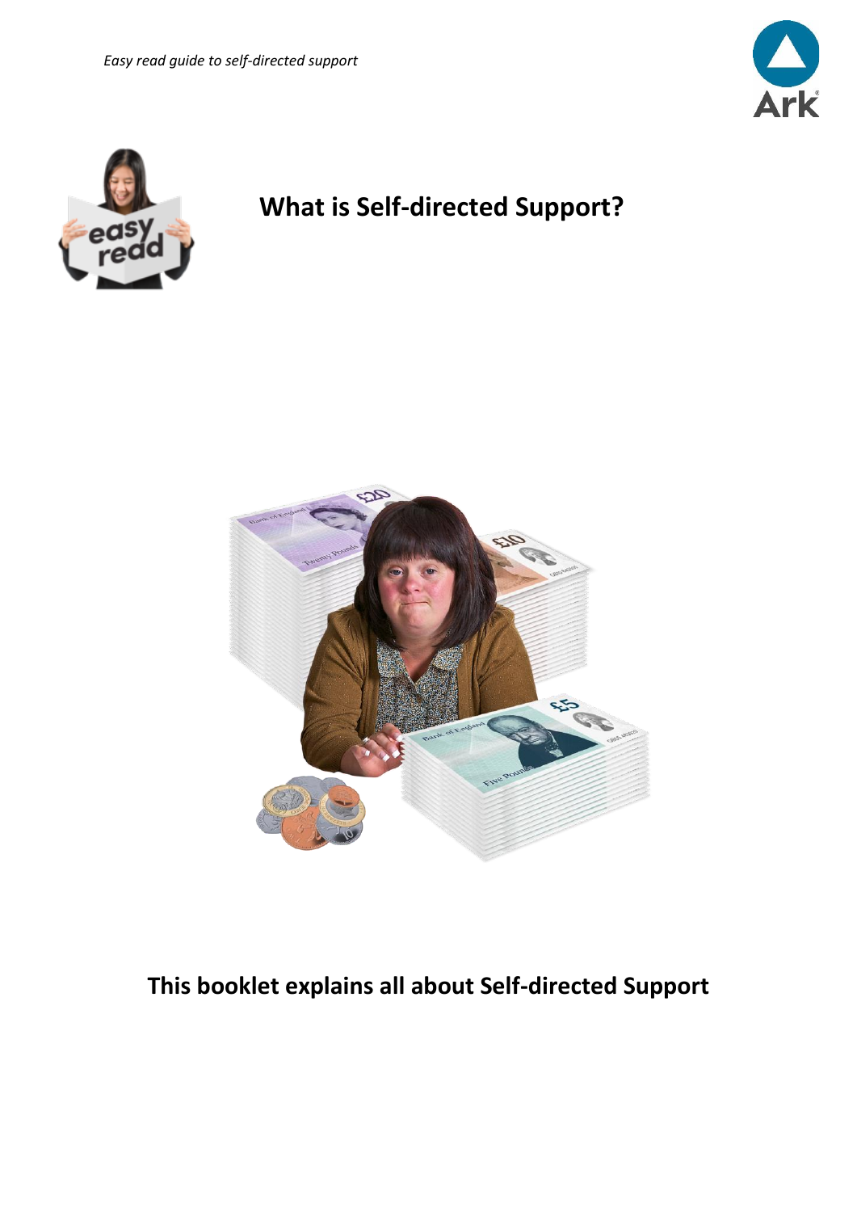# What is Self-directed Support?

**This booklet explains all about Self-directed Support**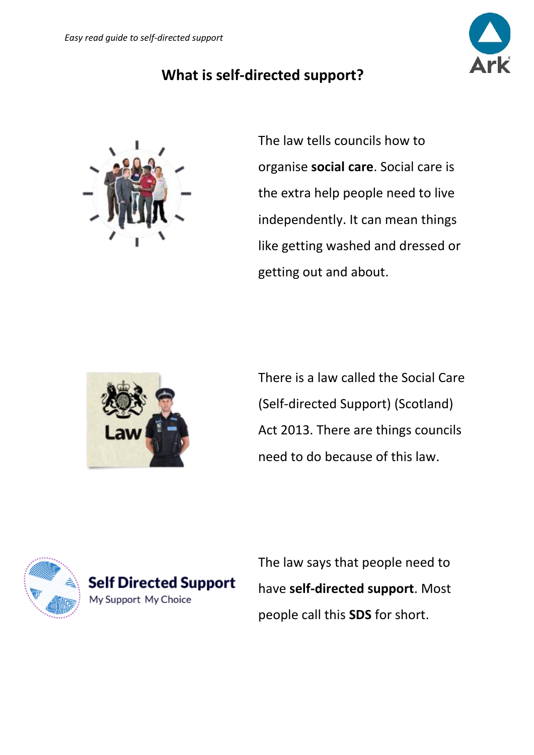## What is self-directed support?

The law tells councils how to organise **social care**. Social care is the extra help people need to live independently. It can mean things like getting washed and dressed or getting out and about.

There is a law called the Social Care (Self-directed Support) (Scotland) Act 2013. There are things councils need to do because of this law.

The law says that people need to have **self-directed support**. Most people call this **SDS** for short.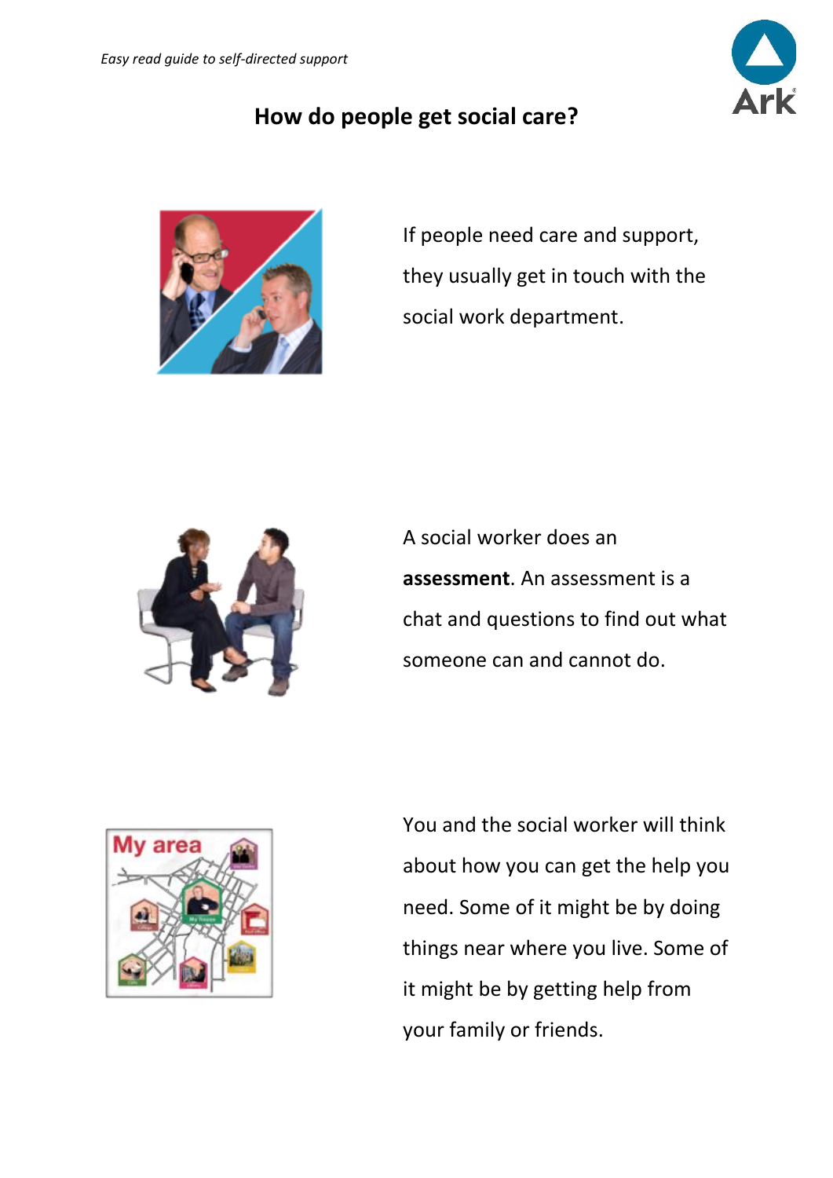## How do people get social care?

If people need care and support, they usually get in touch with the social work department.

A social worker does an **assessment**. An assessment is a chat and questions to find out what someone can and cannot do.

You and the social worker will think about how you can get the help you need. Some of it might be by doing things near where you live. Some of it might be by getting help from your family or friends.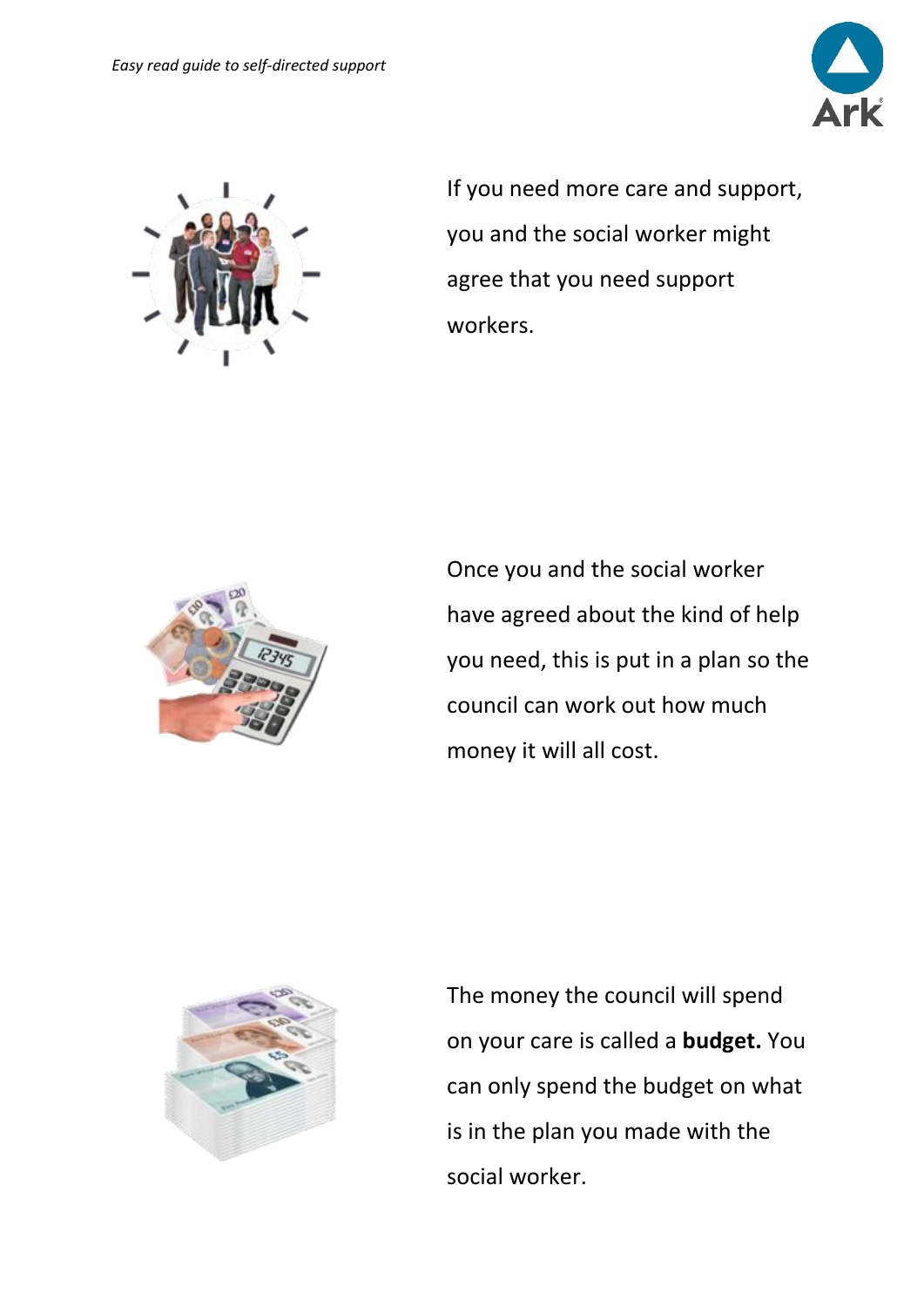If you need more care and support, you and the social worker might agree that you need support workers.

Once you and the social worker have agreed about the kind of help you need, this is put in a plan so the council can work out how much money it will all cost.

The money the council will spend on your care is called a **budget.** You can only spend the budget on what is in the plan you made with the social worker.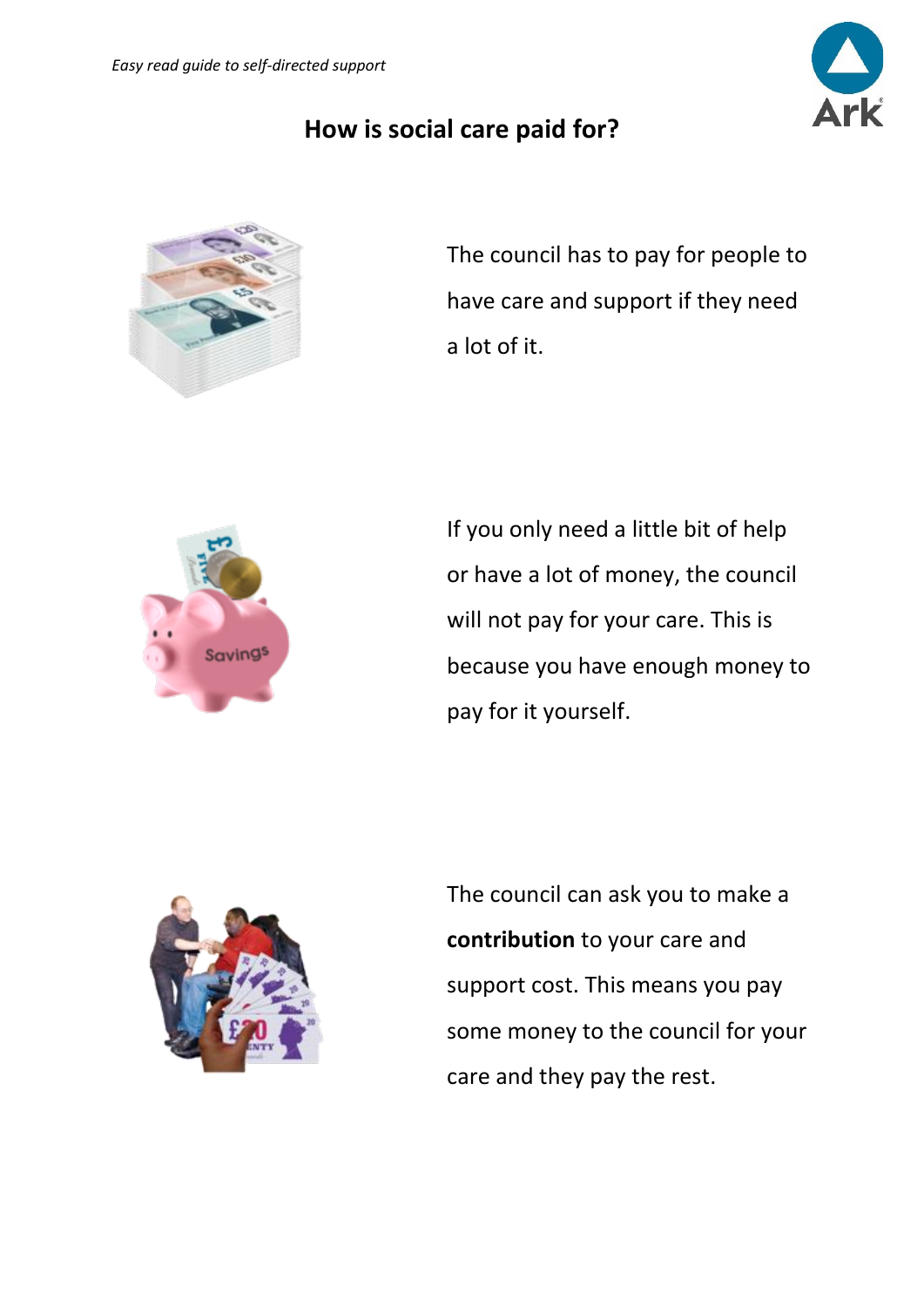## How is social care paid for?

The council has to pay for people to have care and support if they need a lot of it.

If you only need a little bit of help or have a lot of money, the council will not pay for your care. This is because you have enough money to pay for it yourself.

The council can ask you to make a **contribution** to your care and support cost. This means you pay some money to the council for your care and they pay the rest.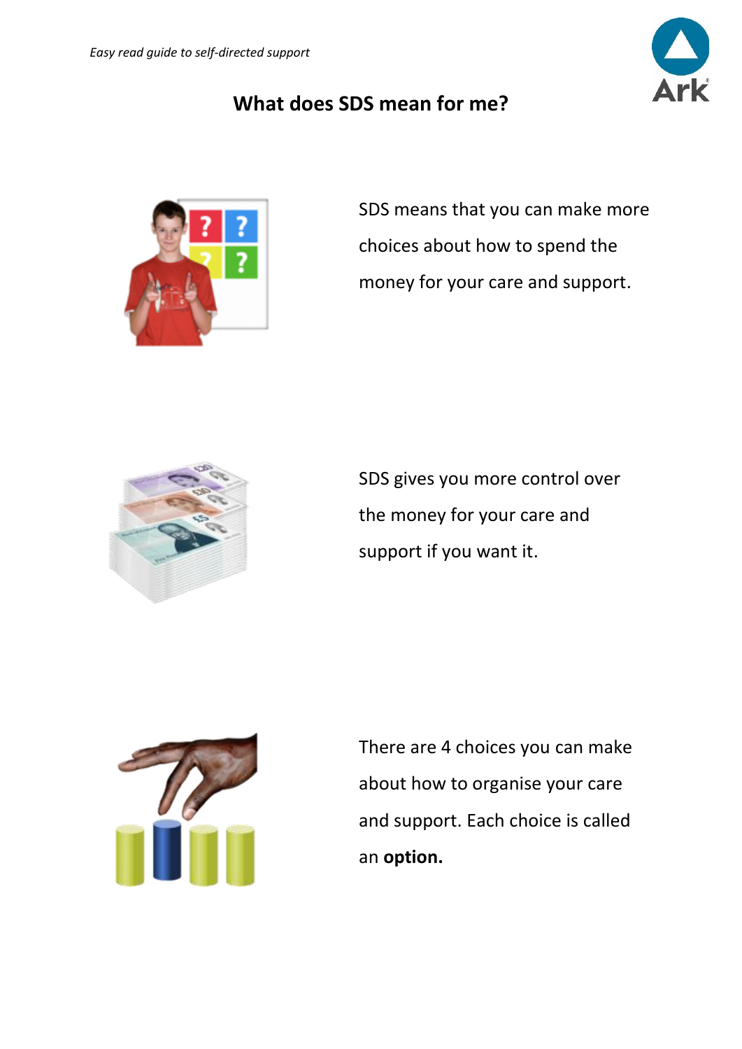## What does SDS mean for me?

SDS means that you can make more choices about how to spend the money for your care and support.

SDS gives you more control over the money for your care and support if you want it.

There are 4 choices you can make about how to organise your care and support. Each choice is called an **option.**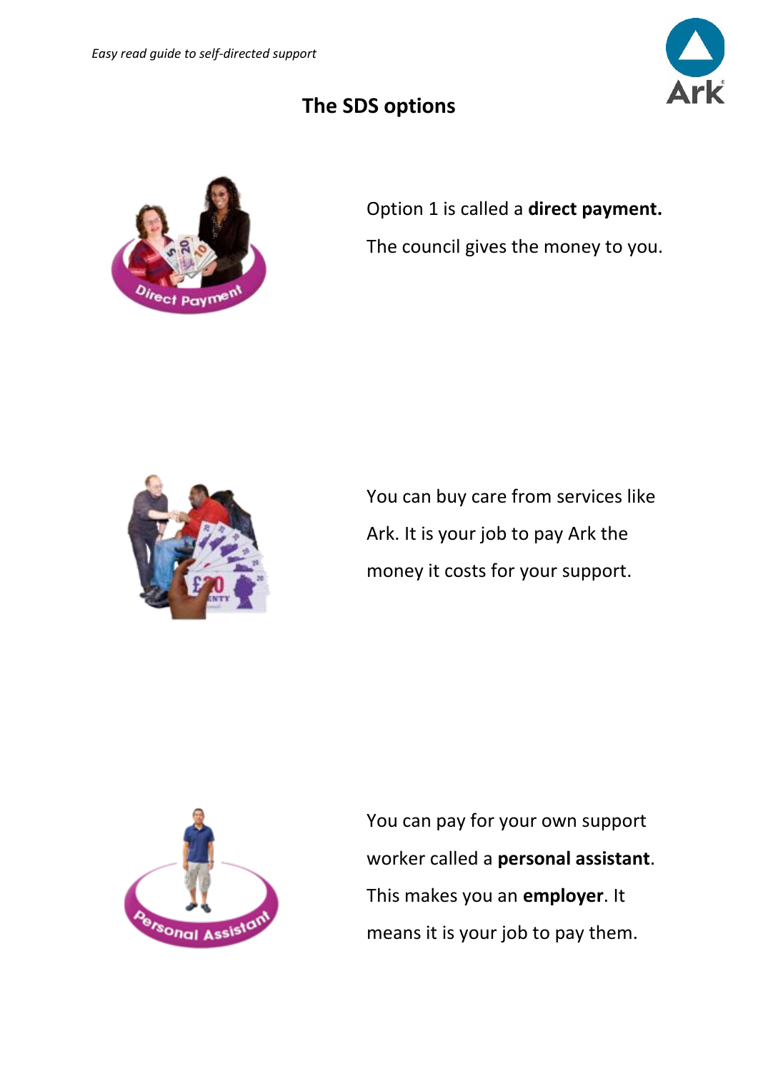## The SDS options

Option 1 is called a **direct payment.**

The council gives the money to you.

You can buy care from services like Ark. It is your job to pay Ark the money it costs for your support.

You can pay for your own support worker called a **personal assistant**. This makes you an **employer**. It means it is your job to pay them.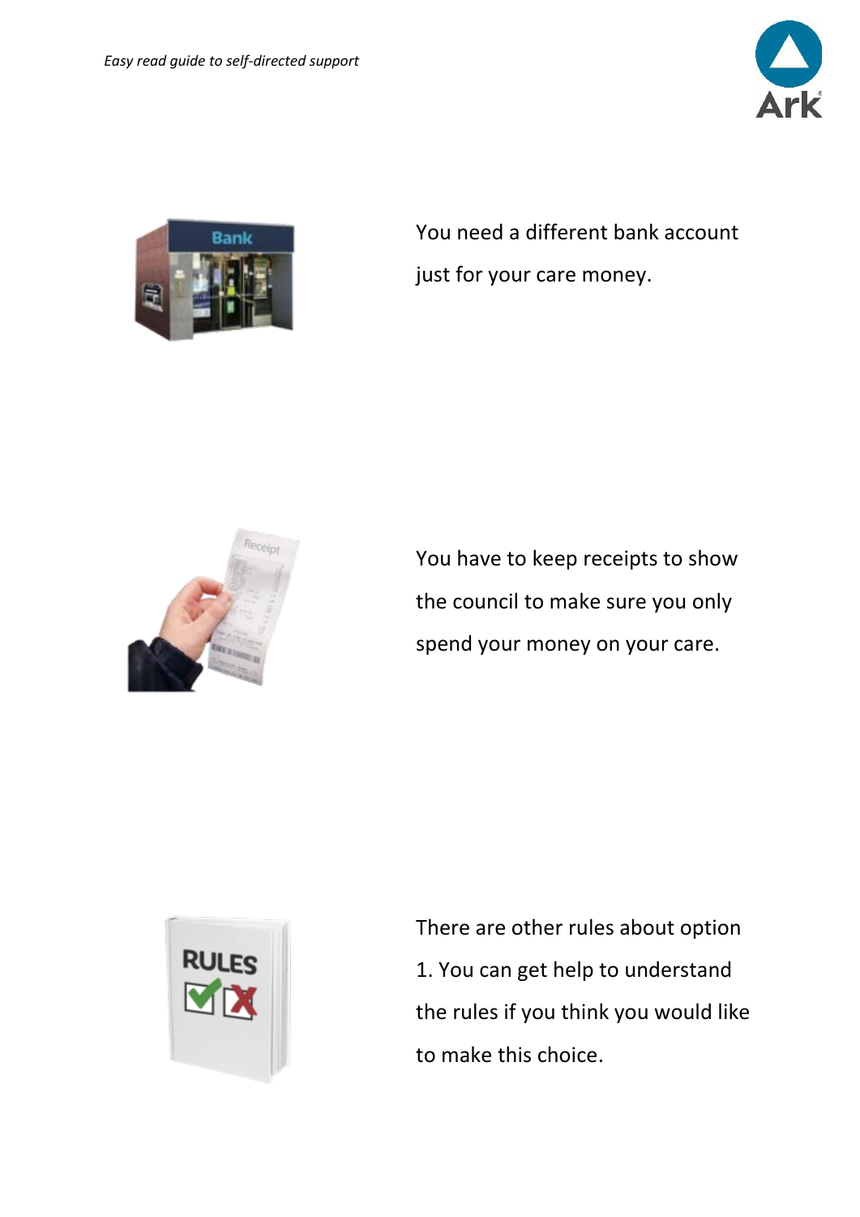You need a different bank account just for your care money.

You have to keep receipts to show the council to make sure you only spend your money on your care.

There are other rules about option 1. You can get help to understand the rules if you think you would like to make this choice.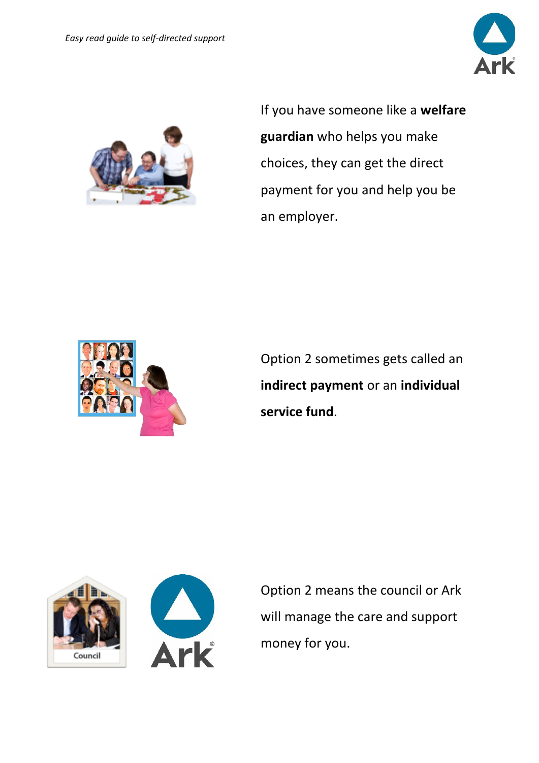If you have someone like a **welfare guardian** who helps you make choices, they can get the direct payment for you and help you be an employer.

Option 2 sometimes gets called an **indirect payment** or an **individual service fund**.

Option 2 means the council or Ark will manage the care and support money for you.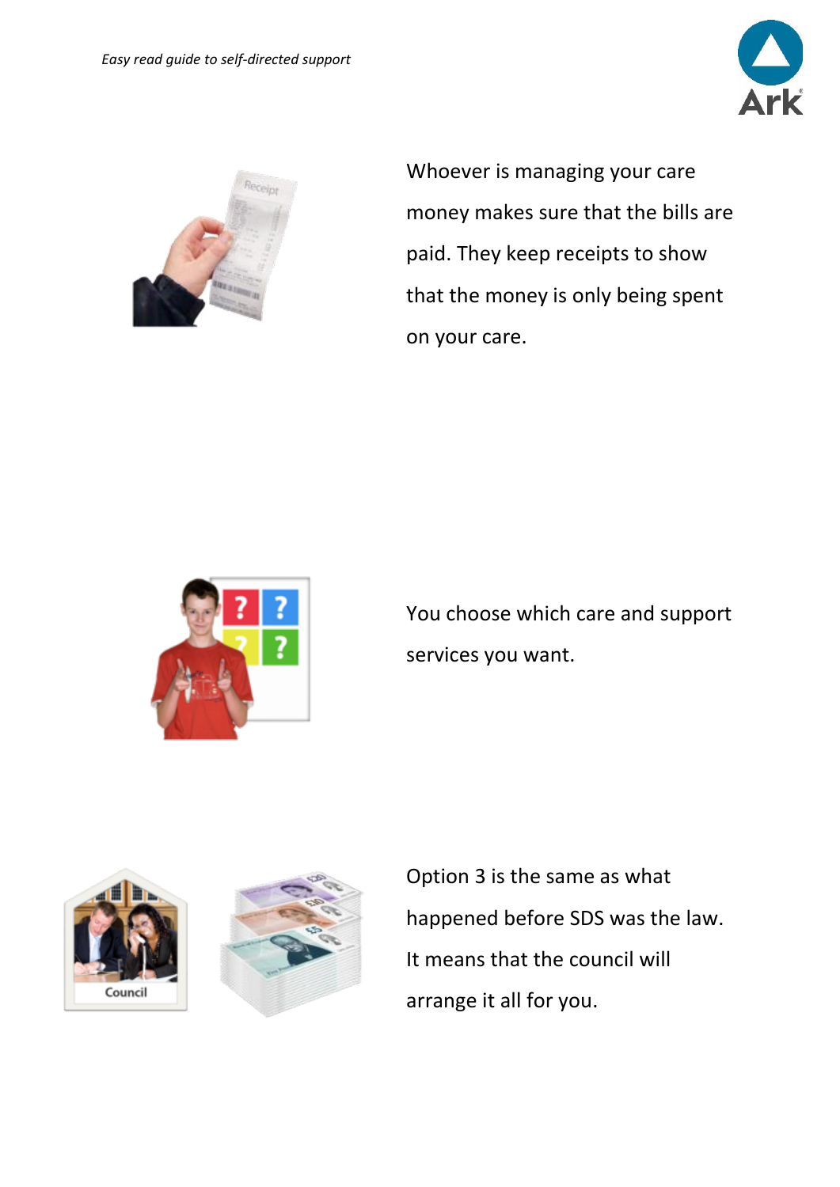Whoever is managing your care money makes sure that the bills are paid. They keep receipts to show that the money is only being spent on your care.

You choose which care and support services you want.

Option 3 is the same as what happened before SDS was the law. It means that the council will arrange it all for you.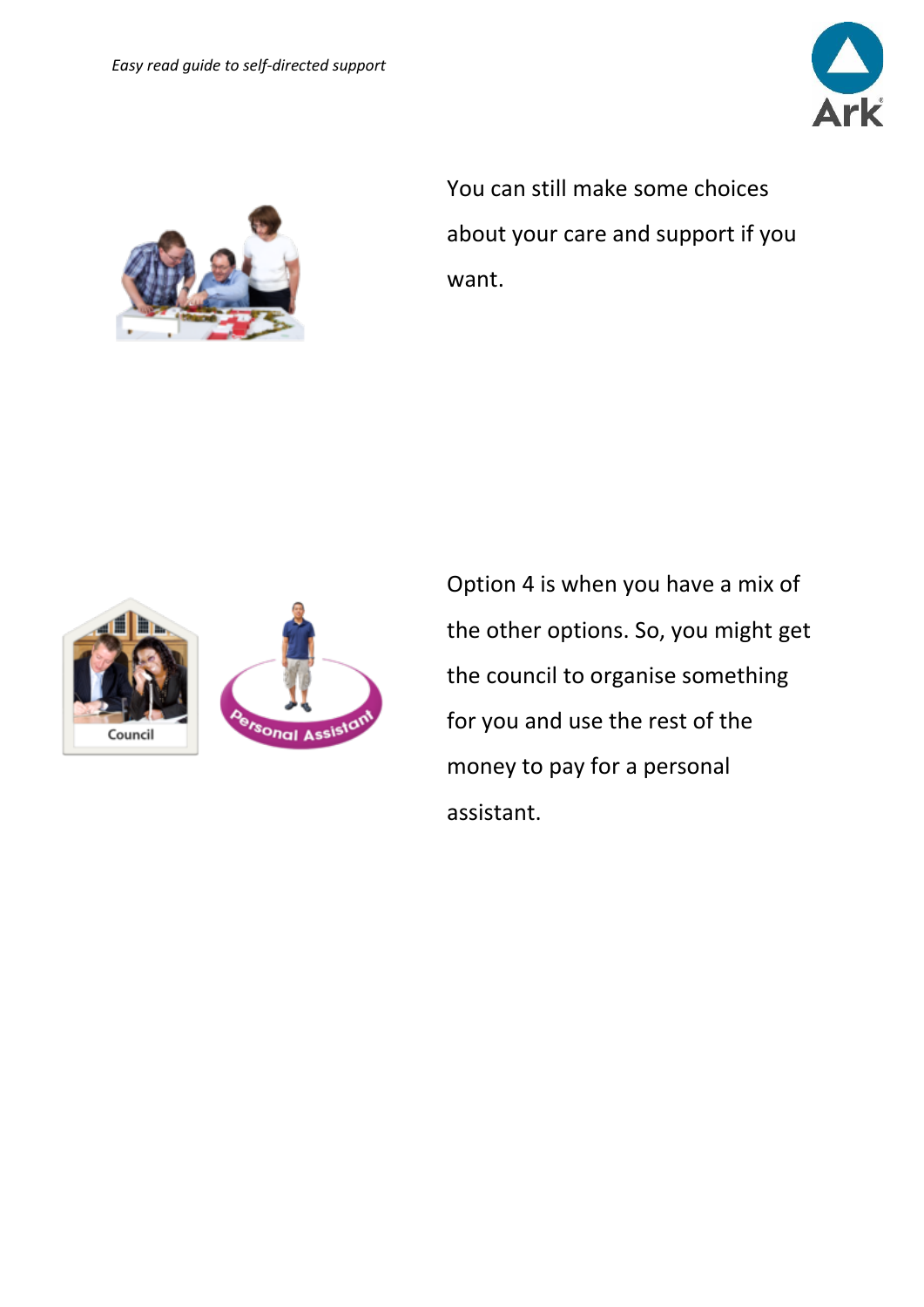You can still make some choices about your care and support if you want.

Option 4 is when you have a mix of the other options. So, you might get the council to organise something for you and use the rest of the money to pay for a personal assistant.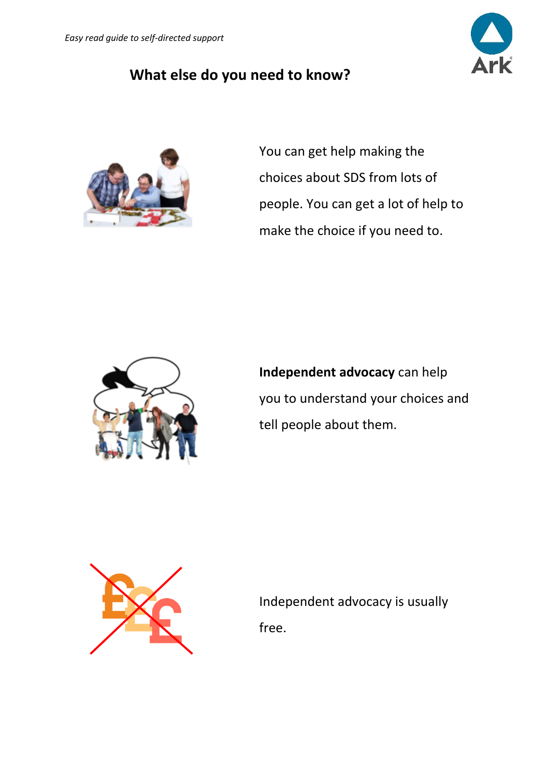## What else do you need to know?

You can get help making the choices about SDS from lots of people. You can get a lot of help to make the choice if you need to.

**Independent advocacy** can help you to understand your choices and tell people about them.

Independent advocacy is usually free.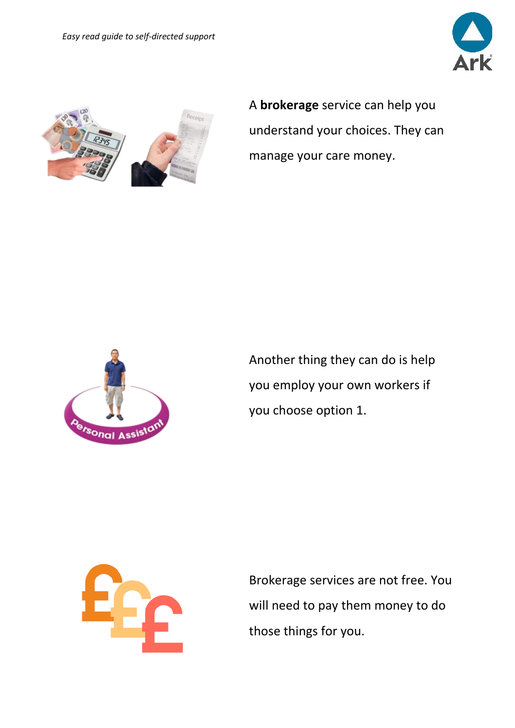A **brokerage** service can help you understand your choices. They can manage your care money.

Another thing they can do is help you employ your own workers if you choose option 1.

Brokerage services are not free. You will need to pay them money to do those things for you.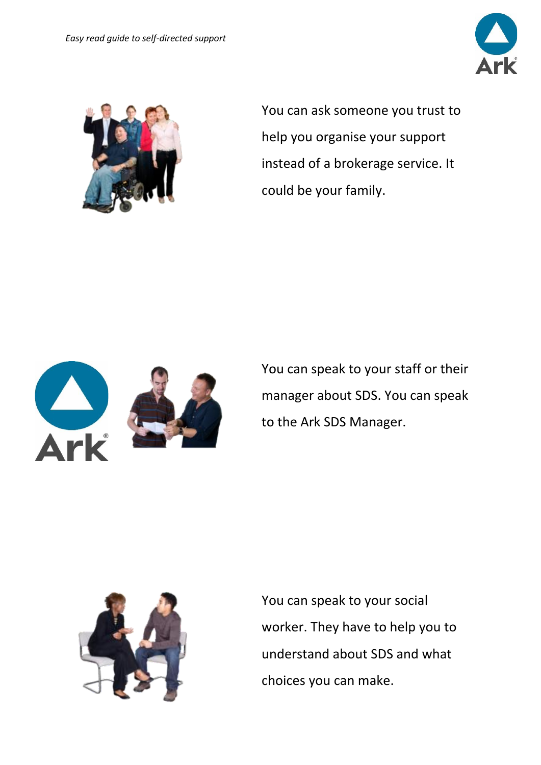You can ask someone you trust to help you organise your support instead of a brokerage service. It could be your family.

You can speak to your staff or their manager about SDS. You can speak to the Ark SDS Manager.

You can speak to your social worker. They have to help you to understand about SDS and what choices you can make.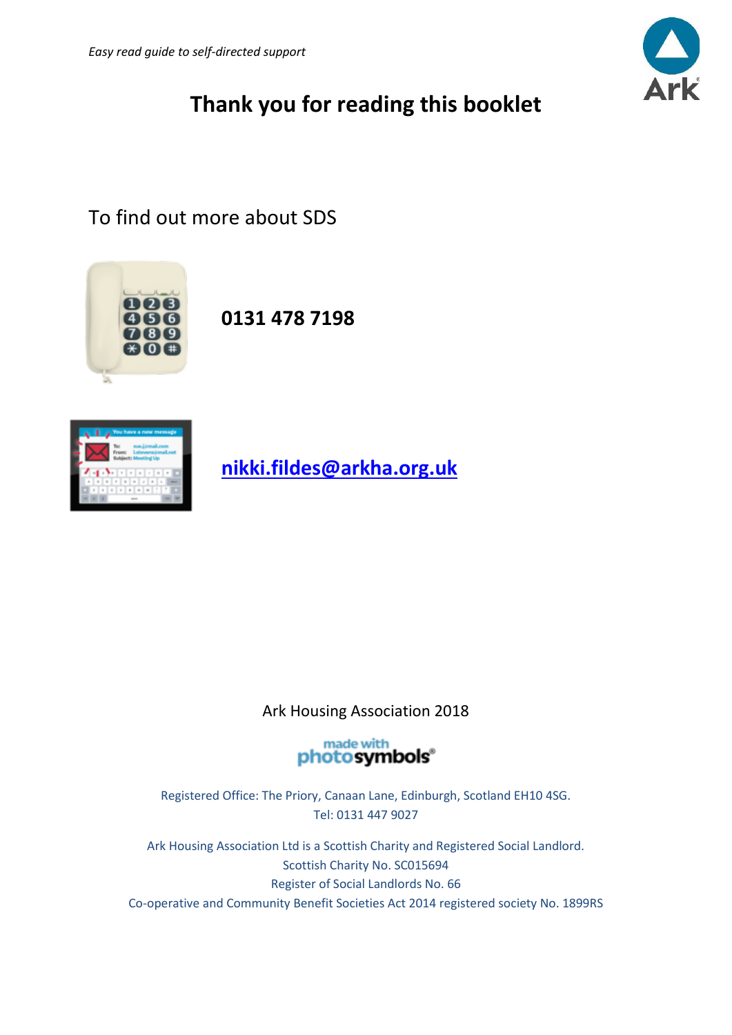# Thank you for reading this booklet

To find out more about SDS

**0131 478 7198**

**[nikki.fildes@arkha.org.uk](mailto:nikki.fildes@arkha.org.uk)**

Ark Housing Association 2018

made with photosymbols®

Registered Office: The Priory, Canaan Lane, Edinburgh, Scotland EH10 4SG.
Tel: 0131 447 9027

Ark Housing Association Ltd is a Scottish Charity and Registered Social Landlord.
Scottish Charity No. SC015694
Register of Social Landlords No. 66
Co-operative and Community Benefit Societies Act 2014 registered society No. 1899RS